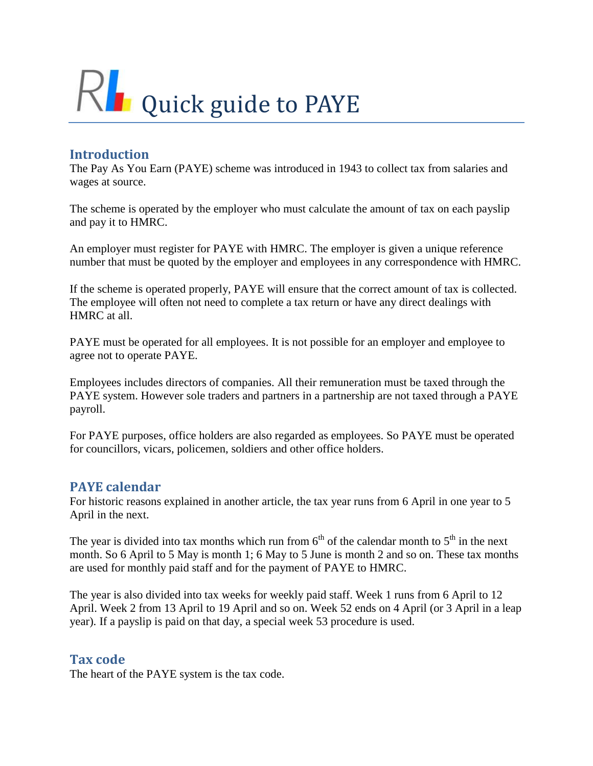# Quick guide to PAYE

## Introduction

The Pay As You Earn (PAYE) scheme was introduced in 1943 to collect tax from salaries and wages at source.

The scheme is operated by the employer who must calculate the amount of tax on each payslip and pay it to HMRC.

An employer must register for PAYE with HMRC. The employer is given a unique reference number that must be quoted by the employer and employees in any correspondence with HMRC.

If the scheme is operated properly, PAYE will ensure that the correct amount of tax is collected. The employee will often not need to complete a tax return or have any direct dealings with HMRC at all.

PAYE must be operated for all employees. It is not possible for an employer and employee to agree not to operate PAYE.

Employees includes directors of companies. All their remuneration must be taxed through the PAYE system. However sole traders and partners in a partnership are not taxed through a PAYE payroll.

For PAYE purposes, office holders are also regarded as employees. So PAYE must be operated for councillors, vicars, policemen, soldiers and other office holders.

## PAYE calendar

For historic reasons explained in another article, the tax year runs from 6 April in one year to 5 April in the next.

The year is divided into tax months which run from 6th of the calendar month to 5th in the next month. So 6 April to 5 May is month 1; 6 May to 5 June is month 2 and so on. These tax months are used for monthly paid staff and for the payment of PAYE to HMRC.

The year is also divided into tax weeks for weekly paid staff. Week 1 runs from 6 April to 12 April. Week 2 from 13 April to 19 April and so on. Week 52 ends on 4 April (or 3 April in a leap year). If a payslip is paid on that day, a special week 53 procedure is used.

## Tax code

The heart of the PAYE system is the tax code.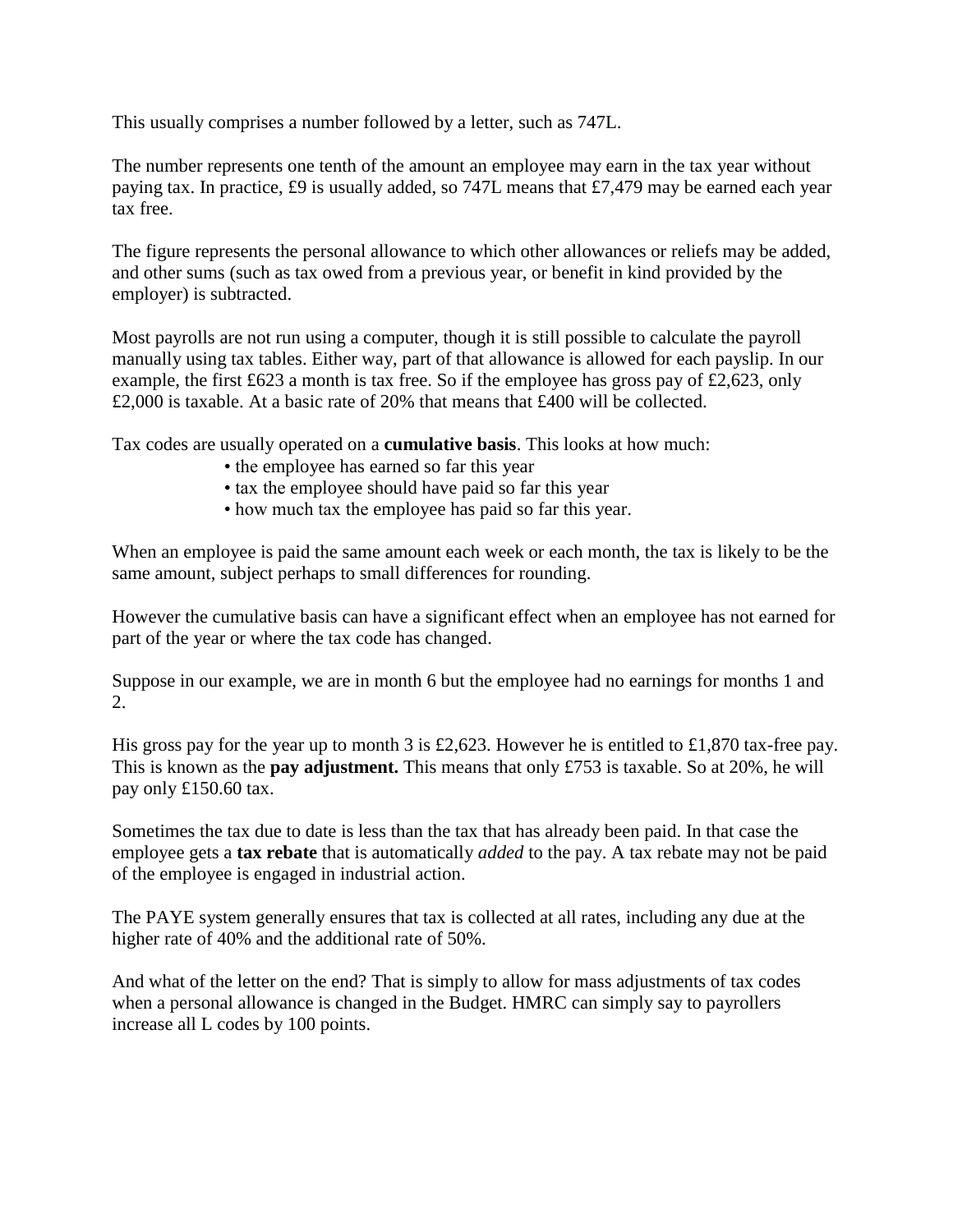This usually comprises a number followed by a letter, such as 747L.

The number represents one tenth of the amount an employee may earn in the tax year without paying tax. In practice, £9 is usually added, so 747L means that £7,479 may be earned each year tax free.

The figure represents the personal allowance to which other allowances or reliefs may be added, and other sums (such as tax owed from a previous year, or benefit in kind provided by the employer) is subtracted.

Most payrolls are not run using a computer, though it is still possible to calculate the payroll manually using tax tables. Either way, part of that allowance is allowed for each payslip. In our example, the first £623 a month is tax free. So if the employee has gross pay of £2,623, only £2,000 is taxable. At a basic rate of 20% that means that £400 will be collected.

Tax codes are usually operated on a **cumulative basis**. This looks at how much:

- the employee has earned so far this year
- tax the employee should have paid so far this year
- how much tax the employee has paid so far this year.

When an employee is paid the same amount each week or each month, the tax is likely to be the same amount, subject perhaps to small differences for rounding.

However the cumulative basis can have a significant effect when an employee has not earned for part of the year or where the tax code has changed.

Suppose in our example, we are in month 6 but the employee had no earnings for months 1 and 2.

His gross pay for the year up to month 3 is £2,623. However he is entitled to £1,870 tax-free pay. This is known as the **pay adjustment.** This means that only £753 is taxable. So at 20%, he will pay only £150.60 tax.

Sometimes the tax due to date is less than the tax that has already been paid. In that case the employee gets a **tax rebate** that is automatically *added* to the pay. A tax rebate may not be paid of the employee is engaged in industrial action.

The PAYE system generally ensures that tax is collected at all rates, including any due at the higher rate of 40% and the additional rate of 50%.

And what of the letter on the end? That is simply to allow for mass adjustments of tax codes when a personal allowance is changed in the Budget. HMRC can simply say to payrollers increase all L codes by 100 points.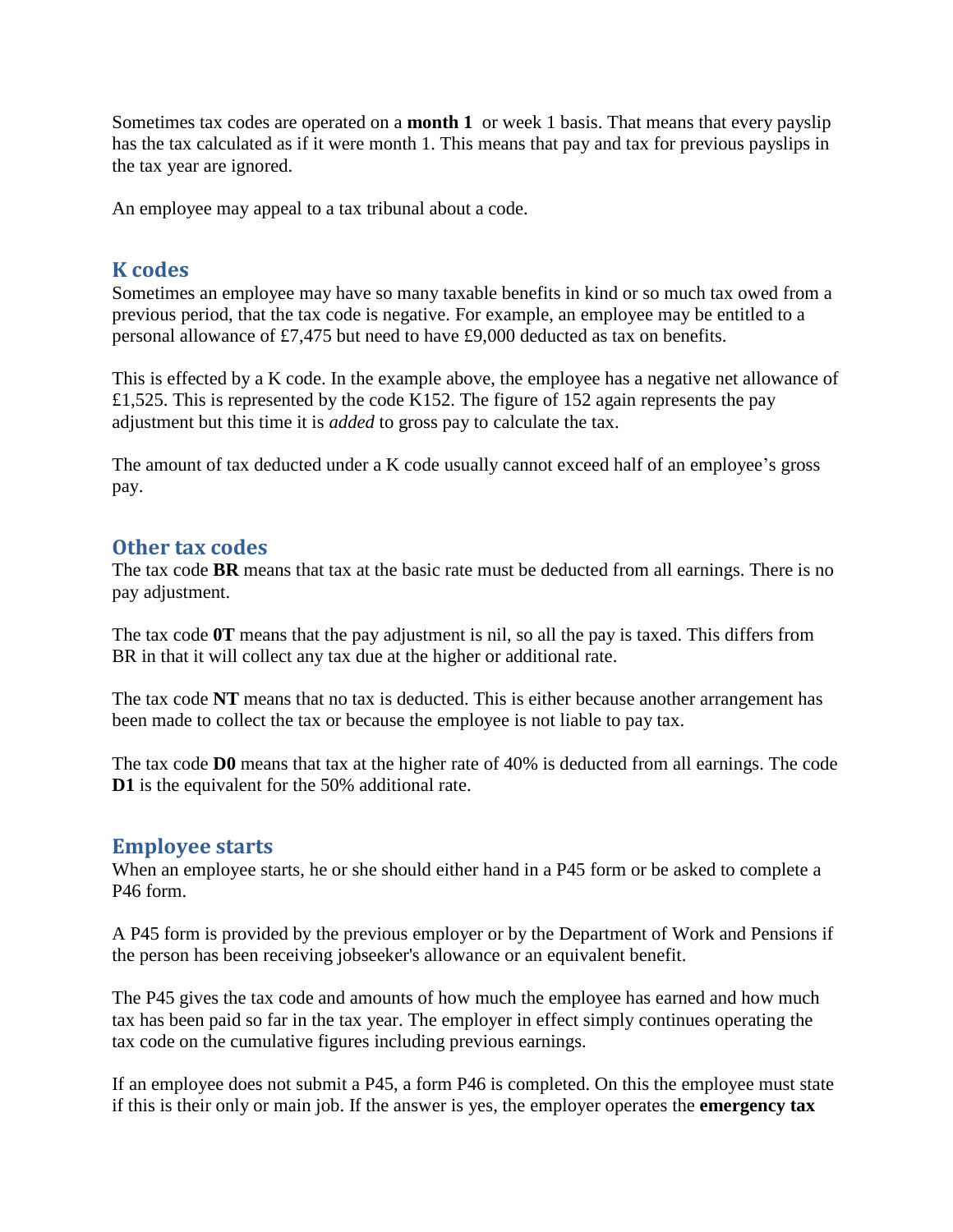Sometimes tax codes are operated on a **month 1** or week 1 basis. That means that every payslip has the tax calculated as if it were month 1. This means that pay and tax for previous payslips in the tax year are ignored.

An employee may appeal to a tax tribunal about a code.

## K codes

Sometimes an employee may have so many taxable benefits in kind or so much tax owed from a previous period, that the tax code is negative. For example, an employee may be entitled to a personal allowance of £7,475 but need to have £9,000 deducted as tax on benefits.

This is effected by a K code. In the example above, the employee has a negative net allowance of £1,525. This is represented by the code K152. The figure of 152 again represents the pay adjustment but this time it is *added* to gross pay to calculate the tax.

The amount of tax deducted under a K code usually cannot exceed half of an employee's gross pay.

## Other tax codes

The tax code **BR** means that tax at the basic rate must be deducted from all earnings. There is no pay adjustment.

The tax code **0T** means that the pay adjustment is nil, so all the pay is taxed. This differs from BR in that it will collect any tax due at the higher or additional rate.

The tax code **NT** means that no tax is deducted. This is either because another arrangement has been made to collect the tax or because the employee is not liable to pay tax.

The tax code **D0** means that tax at the higher rate of 40% is deducted from all earnings. The code **D1** is the equivalent for the 50% additional rate.

## Employee starts

When an employee starts, he or she should either hand in a P45 form or be asked to complete a P46 form.

A P45 form is provided by the previous employer or by the Department of Work and Pensions if the person has been receiving jobseeker's allowance or an equivalent benefit.

The P45 gives the tax code and amounts of how much the employee has earned and how much tax has been paid so far in the tax year. The employer in effect simply continues operating the tax code on the cumulative figures including previous earnings.

If an employee does not submit a P45, a form P46 is completed. On this the employee must state if this is their only or main job. If the answer is yes, the employer operates the **emergency tax**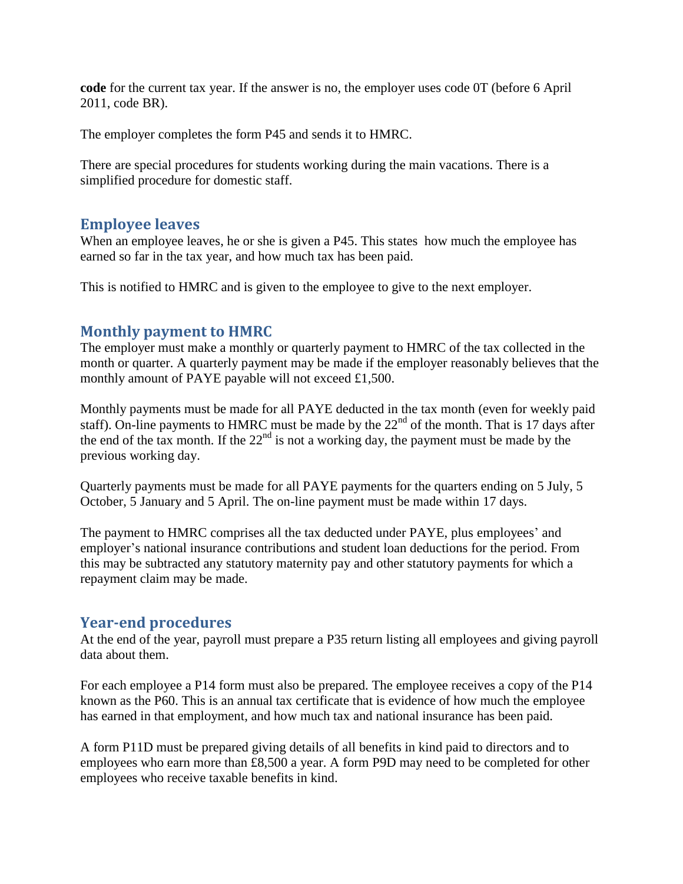**code** for the current tax year. If the answer is no, the employer uses code 0T (before 6 April 2011, code BR).

The employer completes the form P45 and sends it to HMRC.

There are special procedures for students working during the main vacations. There is a simplified procedure for domestic staff.

## Employee leaves

When an employee leaves, he or she is given a P45. This states how much the employee has earned so far in the tax year, and how much tax has been paid.

This is notified to HMRC and is given to the employee to give to the next employer.

## Monthly payment to HMRC

The employer must make a monthly or quarterly payment to HMRC of the tax collected in the month or quarter. A quarterly payment may be made if the employer reasonably believes that the monthly amount of PAYE payable will not exceed £1,500.

Monthly payments must be made for all PAYE deducted in the tax month (even for weekly paid staff). On-line payments to HMRC must be made by the 22nd of the month. That is 17 days after the end of the tax month. If the 22nd is not a working day, the payment must be made by the previous working day.

Quarterly payments must be made for all PAYE payments for the quarters ending on 5 July, 5 October, 5 January and 5 April. The on-line payment must be made within 17 days.

The payment to HMRC comprises all the tax deducted under PAYE, plus employees' and employer's national insurance contributions and student loan deductions for the period. From this may be subtracted any statutory maternity pay and other statutory payments for which a repayment claim may be made.

## Year-end procedures

At the end of the year, payroll must prepare a P35 return listing all employees and giving payroll data about them.

For each employee a P14 form must also be prepared. The employee receives a copy of the P14 known as the P60. This is an annual tax certificate that is evidence of how much the employee has earned in that employment, and how much tax and national insurance has been paid.

A form P11D must be prepared giving details of all benefits in kind paid to directors and to employees who earn more than £8,500 a year. A form P9D may need to be completed for other employees who receive taxable benefits in kind.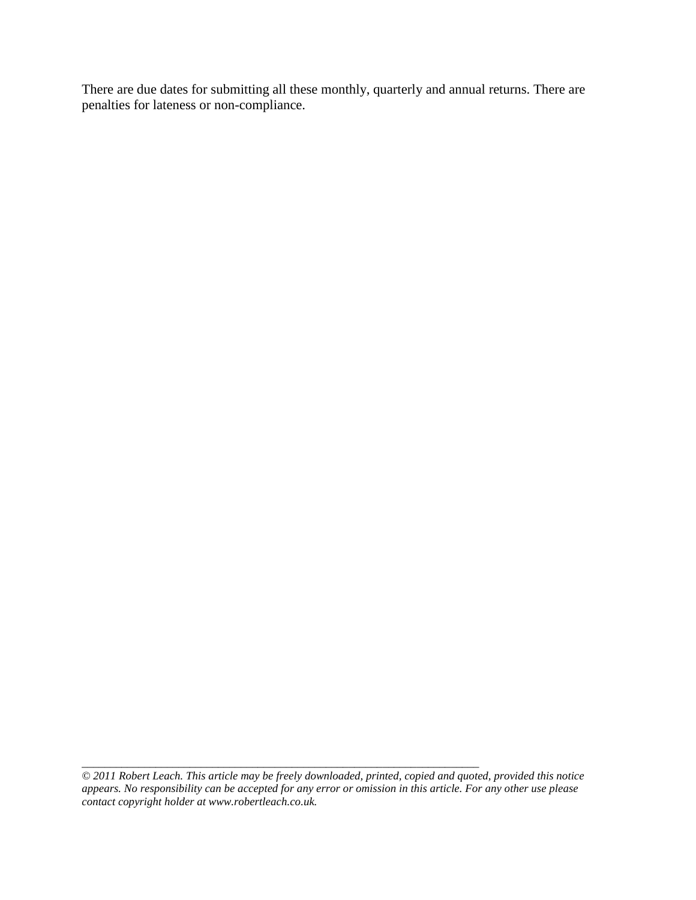There are due dates for submitting all these monthly, quarterly and annual returns. There are penalties for lateness or non-compliance.